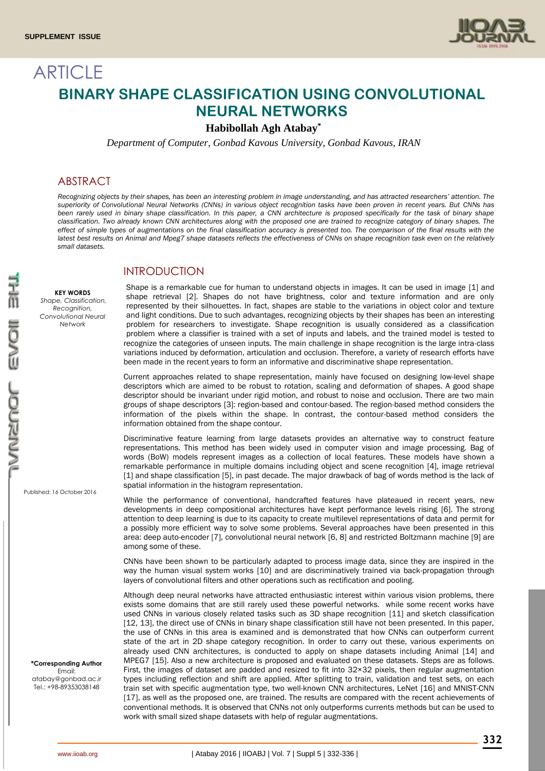SUPPLEMENT ISSUE

ARTICLE

# BINARY SHAPE CLASSIFICATION USING CONVOLUTIONAL NEURAL NETWORKS

**Habibollah Agh Atabay***

*Department of Computer, Gonbad Kavous University, Gonbad Kavous, IRAN*

## ABSTRACT

*Recognizing objects by their shapes, has been an interesting problem in image understanding, and has attracted researchers' attention. The superiority of Convolutional Neural Networks (CNNs) in various object recognition tasks have been proven in recent years. But CNNs has been rarely used in binary shape classification. In this paper, a CNN architecture is proposed specifically for the task of binary shape classification. Two already known CNN architectures along with the proposed one are trained to recognize category of binary shapes. The effect of simple types of augmentations on the final classification accuracy is presented too. The comparison of the final results with the latest best results on Animal and Mpeg7 shape datasets reflects the effectiveness of CNNs on shape recognition task even on the relatively small datasets.*

**KEY WORDS**
*Shape, Classification, Recognition, Convolutional Neural Network*

Published: 16 October 2016

**\*Corresponding Author**
Email: atabay@gonbad.ac.ir
Tel.: +98-89353038148

## INTRODUCTION

Shape is a remarkable cue for human to understand objects in images. It can be used in image [1] and shape retrieval [2]. Shapes do not have brightness, color and texture information and are only represented by their silhouettes. In fact, shapes are stable to the variations in object color and texture and light conditions. Due to such advantages, recognizing objects by their shapes has been an interesting problem for researchers to investigate. Shape recognition is usually considered as a classification problem where a classifier is trained with a set of inputs and labels, and the trained model is tested to recognize the categories of unseen inputs. The main challenge in shape recognition is the large intra-class variations induced by deformation, articulation and occlusion. Therefore, a variety of research efforts have been made in the recent years to form an informative and discriminative shape representation.

Current approaches related to shape representation, mainly have focused on designing low-level shape descriptors which are aimed to be robust to rotation, scaling and deformation of shapes. A good shape descriptor should be invariant under rigid motion, and robust to noise and occlusion. There are two main groups of shape descriptors [3]: region-based and contour-based. The region-based method considers the information of the pixels within the shape. In contrast, the contour-based method considers the information obtained from the shape contour.

Discriminative feature learning from large datasets provides an alternative way to construct feature representations. This method has been widely used in computer vision and image processing. Bag of words (BoW) models represent images as a collection of local features. These models have shown a remarkable performance in multiple domains including object and scene recognition [4], image retrieval [1] and shape classification [5], in past decade. The major drawback of bag of words method is the lack of spatial information in the histogram representation.

While the performance of conventional, handcrafted features have plateaued in recent years, new developments in deep compositional architectures have kept performance levels rising [6]. The strong attention to deep learning is due to its capacity to create multilevel representations of data and permit for a possibly more efficient way to solve some problems. Several approaches have been presented in this area: deep auto-encoder [7], convolutional neural network [6, 8] and restricted Boltzmann machine [9] are among some of these.

CNNs have been shown to be particularly adapted to process image data, since they are inspired in the way the human visual system works [10] and are discriminatively trained via back-propagation through layers of convolutional filters and other operations such as rectification and pooling.

Although deep neural networks have attracted enthusiastic interest within various vision problems, there exists some domains that are still rarely used these powerful networks. while some recent works have used CNNs in various closely related tasks such as 3D shape recognition [11] and sketch classification [12, 13], the direct use of CNNs in binary shape classification still have not been presented. In this paper, the use of CNNs in this area is examined and is demonstrated that how CNNs can outperform current state of the art in 2D shape category recognition. In order to carry out these, various experiments on already used CNN architectures, is conducted to apply on shape datasets including Animal [14] and MPEG7 [15]. Also a new architecture is proposed and evaluated on these datasets. Steps are as follows. First, the images of dataset are padded and resized to fit into 32×32 pixels, then regular augmentation types including reflection and shift are applied. After splitting to train, validation and test sets, on each train set with specific augmentation type, two well-known CNN architectures, LeNet [16] and MNIST-CNN [17], as well as the proposed one, are trained. The results are compared with the recent achievements of conventional methods. It is observed that CNNs not only outperforms currents methods but can be used to work with small sized shape datasets with help of regular augmentations.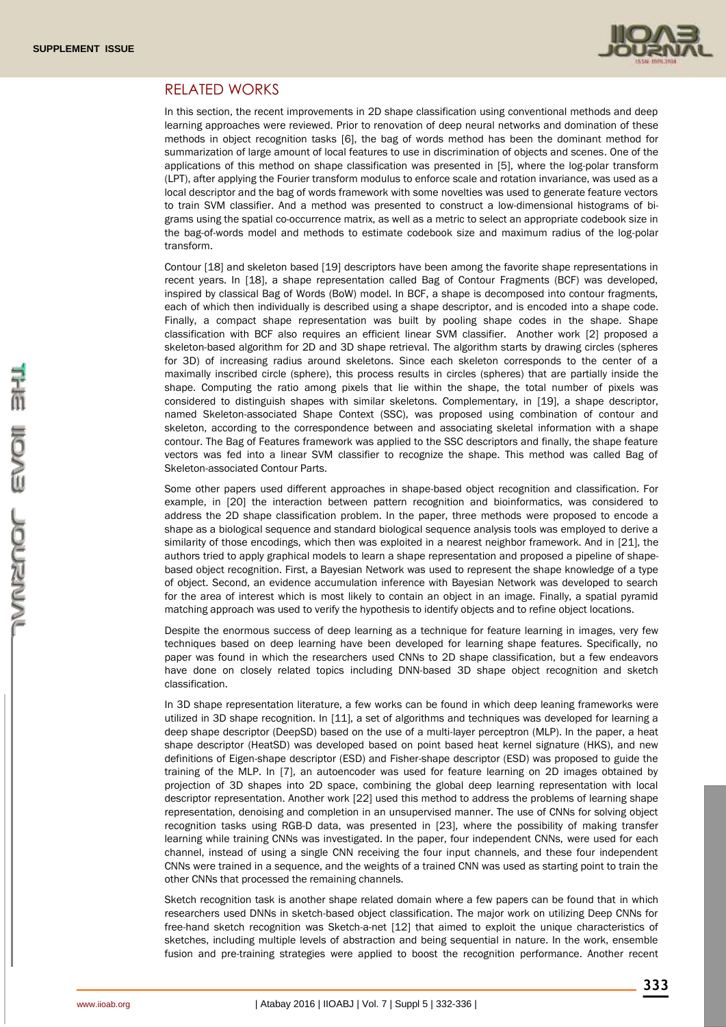## RELATED WORKS

In this section, the recent improvements in 2D shape classification using conventional methods and deep learning approaches were reviewed. Prior to renovation of deep neural networks and domination of these methods in object recognition tasks [6], the bag of words method has been the dominant method for summarization of large amount of local features to use in discrimination of objects and scenes. One of the applications of this method on shape classification was presented in [5], where the log-polar transform (LPT), after applying the Fourier transform modulus to enforce scale and rotation invariance, was used as a local descriptor and the bag of words framework with some novelties was used to generate feature vectors to train SVM classifier. And a method was presented to construct a low-dimensional histograms of bi-grams using the spatial co-occurrence matrix, as well as a metric to select an appropriate codebook size in the bag-of-words model and methods to estimate codebook size and maximum radius of the log-polar transform.

Contour [18] and skeleton based [19] descriptors have been among the favorite shape representations in recent years. In [18], a shape representation called Bag of Contour Fragments (BCF) was developed, inspired by classical Bag of Words (BoW) model. In BCF, a shape is decomposed into contour fragments, each of which then individually is described using a shape descriptor, and is encoded into a shape code. Finally, a compact shape representation was built by pooling shape codes in the shape. Shape classification with BCF also requires an efficient linear SVM classifier. Another work [2] proposed a skeleton-based algorithm for 2D and 3D shape retrieval. The algorithm starts by drawing circles (spheres for 3D) of increasing radius around skeletons. Since each skeleton corresponds to the center of a maximally inscribed circle (sphere), this process results in circles (spheres) that are partially inside the shape. Computing the ratio among pixels that lie within the shape, the total number of pixels was considered to distinguish shapes with similar skeletons. Complementary, in [19], a shape descriptor, named Skeleton-associated Shape Context (SSC), was proposed using combination of contour and skeleton, according to the correspondence between and associating skeletal information with a shape contour. The Bag of Features framework was applied to the SSC descriptors and finally, the shape feature vectors was fed into a linear SVM classifier to recognize the shape. This method was called Bag of Skeleton-associated Contour Parts.

Some other papers used different approaches in shape-based object recognition and classification. For example, in [20] the interaction between pattern recognition and bioinformatics, was considered to address the 2D shape classification problem. In the paper, three methods were proposed to encode a shape as a biological sequence and standard biological sequence analysis tools was employed to derive a similarity of those encodings, which then was exploited in a nearest neighbor framework. And in [21], the authors tried to apply graphical models to learn a shape representation and proposed a pipeline of shape-based object recognition. First, a Bayesian Network was used to represent the shape knowledge of a type of object. Second, an evidence accumulation inference with Bayesian Network was developed to search for the area of interest which is most likely to contain an object in an image. Finally, a spatial pyramid matching approach was used to verify the hypothesis to identify objects and to refine object locations.

Despite the enormous success of deep learning as a technique for feature learning in images, very few techniques based on deep learning have been developed for learning shape features. Specifically, no paper was found in which the researchers used CNNs to 2D shape classification, but a few endeavors have done on closely related topics including DNN-based 3D shape object recognition and sketch classification.

In 3D shape representation literature, a few works can be found in which deep leaning frameworks were utilized in 3D shape recognition. In [11], a set of algorithms and techniques was developed for learning a deep shape descriptor (DeepSD) based on the use of a multi-layer perceptron (MLP). In the paper, a heat shape descriptor (HeatSD) was developed based on point based heat kernel signature (HKS), and new definitions of Eigen-shape descriptor (ESD) and Fisher-shape descriptor (ESD) was proposed to guide the training of the MLP. In [7], an autoencoder was used for feature learning on 2D images obtained by projection of 3D shapes into 2D space, combining the global deep learning representation with local descriptor representation. Another work [22] used this method to address the problems of learning shape representation, denoising and completion in an unsupervised manner. The use of CNNs for solving object recognition tasks using RGB-D data, was presented in [23], where the possibility of making transfer learning while training CNNs was investigated. In the paper, four independent CNNs, were used for each channel, instead of using a single CNN receiving the four input channels, and these four independent CNNs were trained in a sequence, and the weights of a trained CNN was used as starting point to train the other CNNs that processed the remaining channels.

Sketch recognition task is another shape related domain where a few papers can be found that in which researchers used DNNs in sketch-based object classification. The major work on utilizing Deep CNNs for free-hand sketch recognition was Sketch-a-net [12] that aimed to exploit the unique characteristics of sketches, including multiple levels of abstraction and being sequential in nature. In the work, ensemble fusion and pre-training strategies were applied to boost the recognition performance. Another recent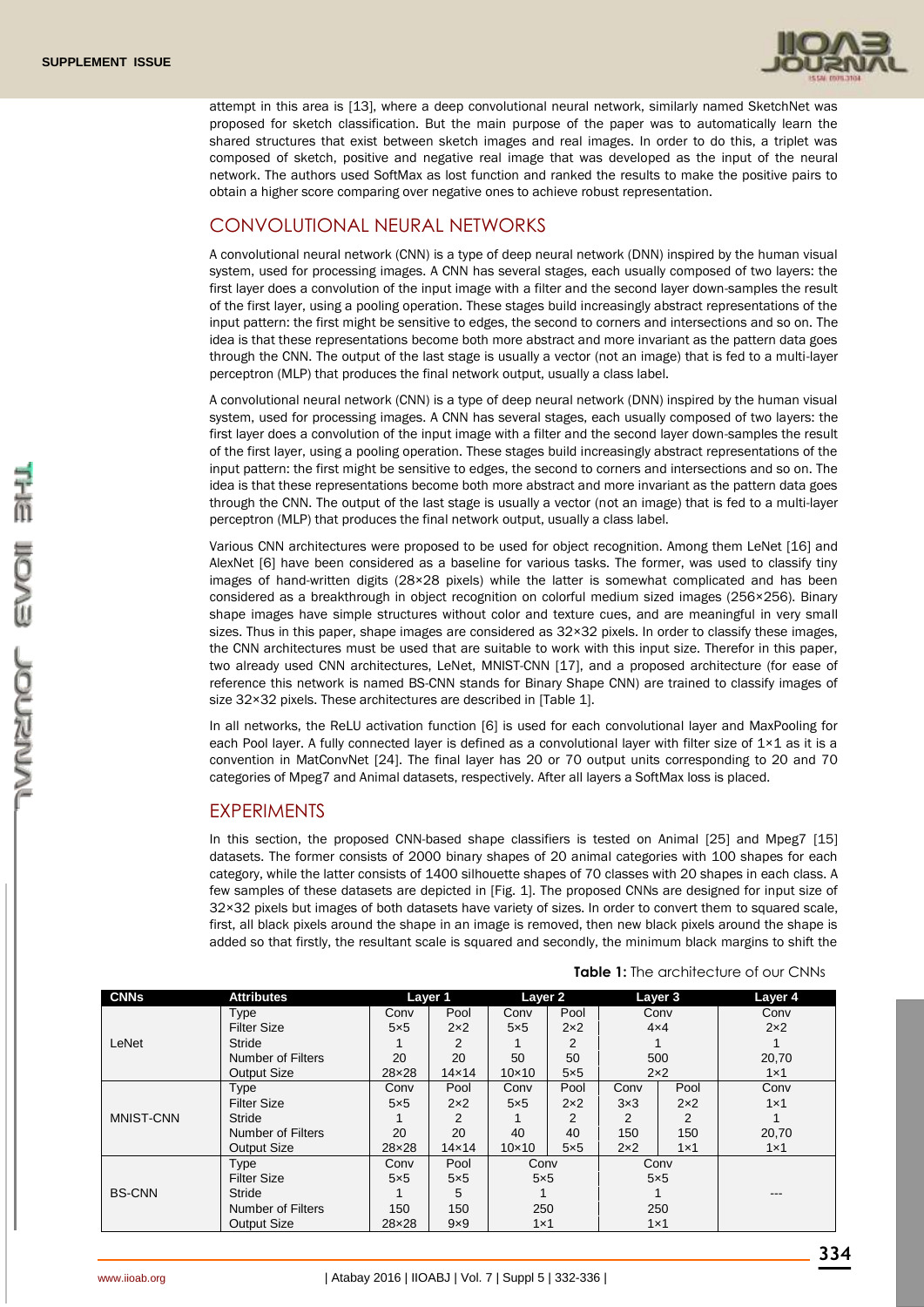attempt in this area is [13], where a deep convolutional neural network, similarly named SketchNet was proposed for sketch classification. But the main purpose of the paper was to automatically learn the shared structures that exist between sketch images and real images. In order to do this, a triplet was composed of sketch, positive and negative real image that was developed as the input of the neural network. The authors used SoftMax as lost function and ranked the results to make the positive pairs to obtain a higher score comparing over negative ones to achieve robust representation.

## CONVOLUTIONAL NEURAL NETWORKS

A convolutional neural network (CNN) is a type of deep neural network (DNN) inspired by the human visual system, used for processing images. A CNN has several stages, each usually composed of two layers: the first layer does a convolution of the input image with a filter and the second layer down-samples the result of the first layer, using a pooling operation. These stages build increasingly abstract representations of the input pattern: the first might be sensitive to edges, the second to corners and intersections and so on. The idea is that these representations become both more abstract and more invariant as the pattern data goes through the CNN. The output of the last stage is usually a vector (not an image) that is fed to a multi-layer perceptron (MLP) that produces the final network output, usually a class label.

A convolutional neural network (CNN) is a type of deep neural network (DNN) inspired by the human visual system, used for processing images. A CNN has several stages, each usually composed of two layers: the first layer does a convolution of the input image with a filter and the second layer down-samples the result of the first layer, using a pooling operation. These stages build increasingly abstract representations of the input pattern: the first might be sensitive to edges, the second to corners and intersections and so on. The idea is that these representations become both more abstract and more invariant as the pattern data goes through the CNN. The output of the last stage is usually a vector (not an image) that is fed to a multi-layer perceptron (MLP) that produces the final network output, usually a class label.

Various CNN architectures were proposed to be used for object recognition. Among them LeNet [16] and AlexNet [6] have been considered as a baseline for various tasks. The former, was used to classify tiny images of hand-written digits (28×28 pixels) while the latter is somewhat complicated and has been considered as a breakthrough in object recognition on colorful medium sized images (256×256). Binary shape images have simple structures without color and texture cues, and are meaningful in very small sizes. Thus in this paper, shape images are considered as 32×32 pixels. In order to classify these images, the CNN architectures must be used that are suitable to work with this input size. Therefor in this paper, two already used CNN architectures, LeNet, MNIST-CNN [17], and a proposed architecture (for ease of reference this network is named BS-CNN stands for Binary Shape CNN) are trained to classify images of size 32×32 pixels. These architectures are described in [Table 1].

In all networks, the ReLU activation function [6] is used for each convolutional layer and MaxPooling for each Pool layer. A fully connected layer is defined as a convolutional layer with filter size of 1×1 as it is a convention in MatConvNet [24]. The final layer has 20 or 70 output units corresponding to 20 and 70 categories of Mpeg7 and Animal datasets, respectively. After all layers a SoftMax loss is placed.

## EXPERIMENTS

In this section, the proposed CNN-based shape classifiers is tested on Animal [25] and Mpeg7 [15] datasets. The former consists of 2000 binary shapes of 20 animal categories with 100 shapes for each category, while the latter consists of 1400 silhouette shapes of 70 classes with 20 shapes in each class. A few samples of these datasets are depicted in [Fig. 1]. The proposed CNNs are designed for input size of 32×32 pixels but images of both datasets have variety of sizes. In order to convert them to squared scale, first, all black pixels around the shape in an image is removed, then new black pixels around the shape is added so that firstly, the resultant scale is squared and secondly, the minimum black margins to shift the

**Table 1:** The architecture of our CNNs

| CNNs | Attributes | Layer 1 | | Layer 2 | | Layer 3 | | Layer 4 |
|---|---|---|---|---|---|---|---|---|
| LeNet | Type | Conv | Pool | Conv | Pool | Conv | | Conv |
| | Filter Size | 5×5 | 2×2 | 5×5 | 2×2 | 4×4 | | 2×2 |
| | Stride | 1 | 2 | 1 | 2 | 1 | | 1 |
| | Number of Filters | 20 | 20 | 50 | 50 | 500 | | 20,70 |
| | Output Size | 28×28 | 14×14 | 10×10 | 5×5 | 2×2 | | 1×1 |
| MNIST-CNN | Type | Conv | Pool | Conv | Pool | Conv | Pool | Conv |
| | Filter Size | 5×5 | 2×2 | 5×5 | 2×2 | 3×3 | 2×2 | 1×1 |
| | Stride | 1 | 2 | 1 | 2 | 2 | 2 | 1 |
| | Number of Filters | 20 | 20 | 40 | 40 | 150 | 150 | 20,70 |
| | Output Size | 28×28 | 14×14 | 10×10 | 5×5 | 2×2 | 1×1 | 1×1 |
| BS-CNN | Type | Conv | Pool | Conv | | Conv | | --- |
| | Filter Size | 5×5 | 5×5 | 5×5 | | 5×5 | | |
| | Stride | 1 | 5 | 1 | | 1 | | |
| | Number of Filters | 150 | 150 | 250 | | 250 | | |
| | Output Size | 28×28 | 9×9 | 1×1 | | 1×1 | | |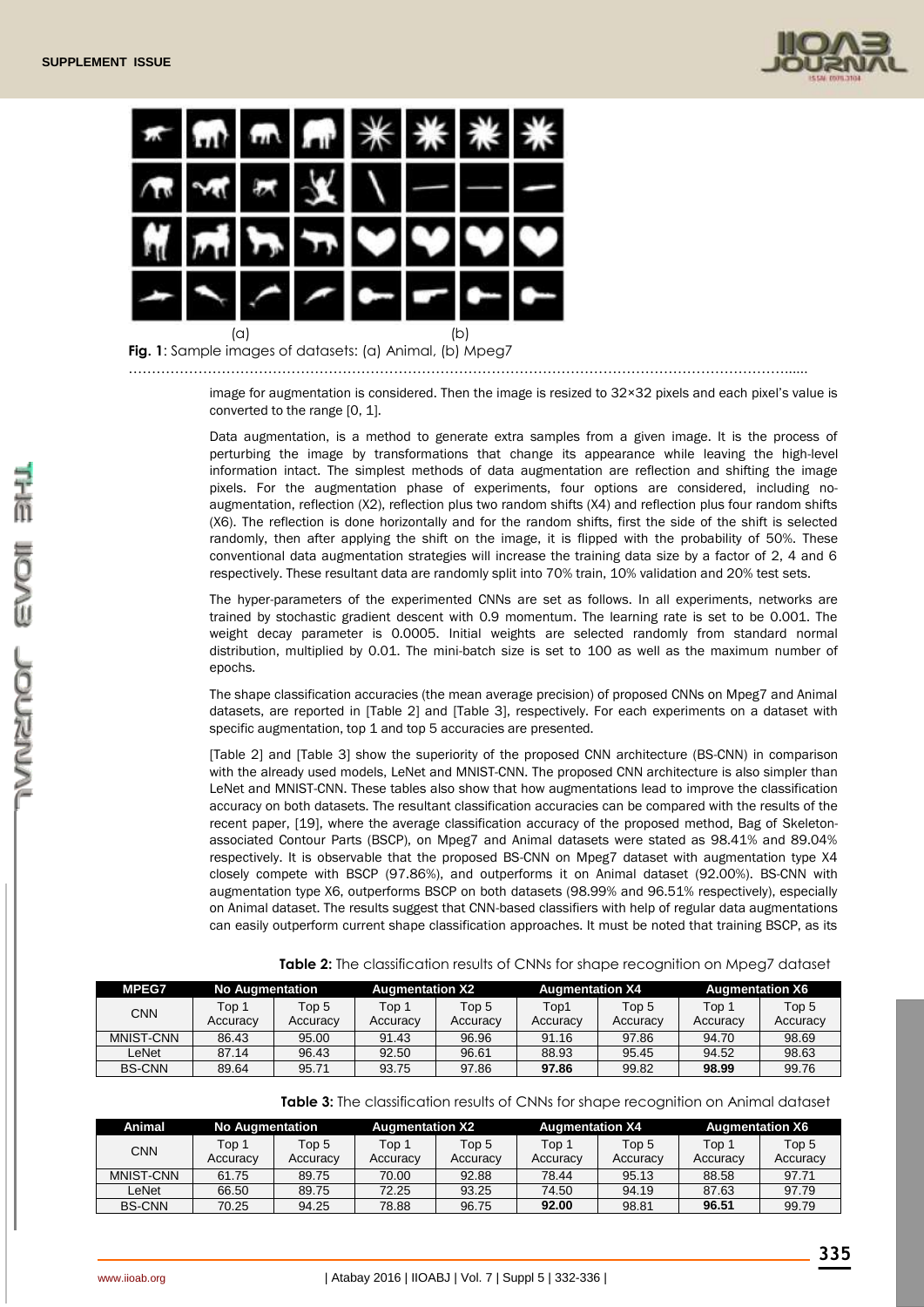(a) (b)

**Fig. 1**: Sample images of datasets: (a) Animal, (b) Mpeg7

image for augmentation is considered. Then the image is resized to 32×32 pixels and each pixel's value is converted to the range [0, 1].

Data augmentation, is a method to generate extra samples from a given image. It is the process of perturbing the image by transformations that change its appearance while leaving the high-level information intact. The simplest methods of data augmentation are reflection and shifting the image pixels. For the augmentation phase of experiments, four options are considered, including no-augmentation, reflection (X2), reflection plus two random shifts (X4) and reflection plus four random shifts (X6). The reflection is done horizontally and for the random shifts, first the side of the shift is selected randomly, then after applying the shift on the image, it is flipped with the probability of 50%. These conventional data augmentation strategies will increase the training data size by a factor of 2, 4 and 6 respectively. These resultant data are randomly split into 70% train, 10% validation and 20% test sets.

The hyper-parameters of the experimented CNNs are set as follows. In all experiments, networks are trained by stochastic gradient descent with 0.9 momentum. The learning rate is set to be 0.001. The weight decay parameter is 0.0005. Initial weights are selected randomly from standard normal distribution, multiplied by 0.01. The mini-batch size is set to 100 as well as the maximum number of epochs.

The shape classification accuracies (the mean average precision) of proposed CNNs on Mpeg7 and Animal datasets, are reported in [Table 2] and [Table 3], respectively. For each experiments on a dataset with specific augmentation, top 1 and top 5 accuracies are presented.

[Table 2] and [Table 3] show the superiority of the proposed CNN architecture (BS-CNN) in comparison with the already used models, LeNet and MNIST-CNN. The proposed CNN architecture is also simpler than LeNet and MNIST-CNN. These tables also show that how augmentations lead to improve the classification accuracy on both datasets. The resultant classification accuracies can be compared with the results of the recent paper, [19], where the average classification accuracy of the proposed method, Bag of Skeleton-associated Contour Parts (BSCP), on Mpeg7 and Animal datasets were stated as 98.41% and 89.04% respectively. It is observable that the proposed BS-CNN on Mpeg7 dataset with augmentation type X4 closely compete with BSCP (97.86%), and outperforms it on Animal dataset (92.00%). BS-CNN with augmentation type X6, outperforms BSCP on both datasets (98.99% and 96.51% respectively), especially on Animal dataset. The results suggest that CNN-based classifiers with help of regular data augmentations can easily outperform current shape classification approaches. It must be noted that training BSCP, as its

**Table 2:** The classification results of CNNs for shape recognition on Mpeg7 dataset

| MPEG7 | No Augmentation | | Augmentation X2 | | Augmentation X4 | | Augmentation X6 | |
|---|---|---|---|---|---|---|---|---|
| CNN | Top 1 Accuracy | Top 5 Accuracy | Top 1 Accuracy | Top 5 Accuracy | Top1 Accuracy | Top 5 Accuracy | Top 1 Accuracy | Top 5 Accuracy |
| MNIST-CNN | 86.43 | 95.00 | 91.43 | 96.96 | 91.16 | 97.86 | 94.70 | 98.69 |
| LeNet | 87.14 | 96.43 | 92.50 | 96.61 | 88.93 | 95.45 | 94.52 | 98.63 |
| BS-CNN | 89.64 | 95.71 | 93.75 | 97.86 | **97.86** | 99.82 | **98.99** | 99.76 |

**Table 3:** The classification results of CNNs for shape recognition on Animal dataset

| Animal | No Augmentation | | Augmentation X2 | | Augmentation X4 | | Augmentation X6 | |
|---|---|---|---|---|---|---|---|---|
| CNN | Top 1 Accuracy | Top 5 Accuracy | Top 1 Accuracy | Top 5 Accuracy | Top 1 Accuracy | Top 5 Accuracy | Top 1 Accuracy | Top 5 Accuracy |
| MNIST-CNN | 61.75 | 89.75 | 70.00 | 92.88 | 78.44 | 95.13 | 88.58 | 97.71 |
| LeNet | 66.50 | 89.75 | 72.25 | 93.25 | 74.50 | 94.19 | 87.63 | 97.79 |
| BS-CNN | 70.25 | 94.25 | 78.88 | 96.75 | **92.00** | 98.81 | **96.51** | 99.79 |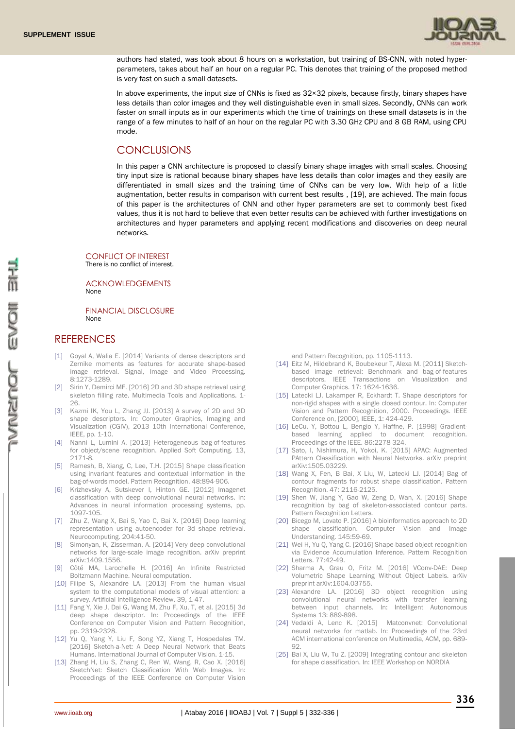authors had stated, was took about 8 hours on a workstation, but training of BS-CNN, with noted hyper-parameters, takes about half an hour on a regular PC. This denotes that training of the proposed method is very fast on such a small datasets.

In above experiments, the input size of CNNs is fixed as 32×32 pixels, because firstly, binary shapes have less details than color images and they well distinguishable even in small sizes. Secondly, CNNs can work faster on small inputs as in our experiments which the time of trainings on these small datasets is in the range of a few minutes to half of an hour on the regular PC with 3.30 GHz CPU and 8 GB RAM, using CPU mode.

## CONCLUSIONS

In this paper a CNN architecture is proposed to classify binary shape images with small scales. Choosing tiny input size is rational because binary shapes have less details than color images and they easily are differentiated in small sizes and the training time of CNNs can be very low. With help of a little augmentation, better results in comparison with current best results , [19], are achieved. The main focus of this paper is the architectures of CNN and other hyper parameters are set to commonly best fixed values, thus it is not hard to believe that even better results can be achieved with further investigations on architectures and hyper parameters and applying recent modifications and discoveries on deep neural networks.

### CONFLICT OF INTEREST

There is no conflict of interest.

### ACKNOWLEDGEMENTS

None

### FINANCIAL DISCLOSURE

None

## REFERENCES

[1] Goyal A, Walia E. [2014] Variants of dense descriptors and Zernike moments as features for accurate shape-based image retrieval. Signal, Image and Video Processing. 8:1273-1289.

[2] Sirin Y, Demirci MF. [2016] 2D and 3D shape retrieval using skeleton filling rate. Multimedia Tools and Applications. 1-26.

[3] Kazmi IK, You L, Zhang JJ. [2013] A survey of 2D and 3D shape descriptors. In: Computer Graphics, Imaging and Visualization (CGIV), 2013 10th International Conference, IEEE, pp. 1-10.

[4] Nanni L, Lumini A. [2013] Heterogeneous bag-of-features for object/scene recognition. Applied Soft Computing. 13, 2171-8.

[5] Ramesh, B, Xiang, C, Lee, T.H. [2015] Shape classification using invariant features and contextual information in the bag-of-words model. Pattern Recognition. 48:894-906.

[6] Krizhevsky A, Sutskever I, Hinton GE. [2012] Imagenet classification with deep convolutional neural networks. In: Advances in neural information processing systems, pp. 1097-105.

[7] Zhu Z, Wang X, Bai S, Yao C, Bai X. [2016] Deep learning representation using autoencoder for 3d shape retrieval. Neurocomputing. 204:41-50.

[8] Simonyan, K, Zisserman, A. [2014] Very deep convolutional networks for large-scale image recognition. arXiv preprint arXiv:1409.1556.

[9] Côté MA, Larochelle H. [2016] An Infinite Restricted Boltzmann Machine. Neural computation.

[10] Filipe S, Alexandre LA. [2013] From the human visual system to the computational models of visual attention: a survey. Artificial Intelligence Review. 39, 1-47.

[11] Fang Y, Xie J, Dai G, Wang M, Zhu F, Xu, T, et al. [2015] 3d deep shape descriptor. In: Proceedings of the IEEE Conference on Computer Vision and Pattern Recognition, pp. 2319-2328.

[12] Yu Q, Yang Y, Liu F, Song YZ, Xiang T, Hospedales TM. [2016] Sketch-a-Net: A Deep Neural Network that Beats Humans. International Journal of Computer Vision. 1-15.

[13] Zhang H, Liu S, Zhang C, Ren W, Wang, R, Cao X. [2016] SketchNet: Sketch Classification With Web Images. In: Proceedings of the IEEE Conference on Computer Vision and Pattern Recognition, pp. 1105-1113.

[14] Eitz M, Hildebrand K, Boubekeur T, Alexa M. [2011] Sketch-based image retrieval: Benchmark and bag-of-features descriptors. IEEE Transactions on Visualization and Computer Graphics. 17: 1624-1636.

[15] Latecki LJ, Lakamper R, Eckhardt T. Shape descriptors for non-rigid shapes with a single closed contour. In: Computer Vision and Pattern Recognition, 2000. Proceedings. IEEE Conference on, [2000], IEEE, 1: 424-429.

[16] LeCu, Y, Bottou L, Bengio Y, Haffne, P. [1998] Gradient-based learning applied to document recognition. Proceedings of the IEEE. 86:2278-324.

[17] Sato, I, Nishimura, H, Yokoi, K. [2015] APAC: Augmented PAttern Classification with Neural Networks. arXiv preprint arXiv:1505.03229.

[18] Wang X, Fen, B Bai, X Liu, W, Latecki LJ. [2014] Bag of contour fragments for robust shape classification. Pattern Recognition. 47: 2116-2125.

[19] Shen W, Jiang Y, Gao W, Zeng D, Wan, X. [2016] Shape recognition by bag of skeleton-associated contour parts. Pattern Recognition Letters.

[20] Bicego M, Lovato P. [2016] A bioinformatics approach to 2D shape classification. Computer Vision and Image Understanding. 145:59-69.

[21] Wei H, Yu Q, Yang C. [2016] Shape-based object recognition via Evidence Accumulation Inference. Pattern Recognition Letters. 77:42-49.

[22] Sharma A, Grau O, Fritz M. [2016] VConv-DAE: Deep Volumetric Shape Learning Without Object Labels. arXiv preprint arXiv:1604.03755.

[23] Alexandre LA. [2016] 3D object recognition using convolutional neural networks with transfer learning between input channels. In: Intelligent Autonomous Systems 13: 889-898.

[24] Vedaldi A, Lenc K. [2015] Matconvnet: Convolutional neural networks for matlab. In: Proceedings of the 23rd ACM international conference on Multimedia, ACM, pp. 689-92.

[25] Bai X, Liu W, Tu Z. [2009] Integrating contour and skeleton for shape classification. In: IEEE Workshop on NORDIA